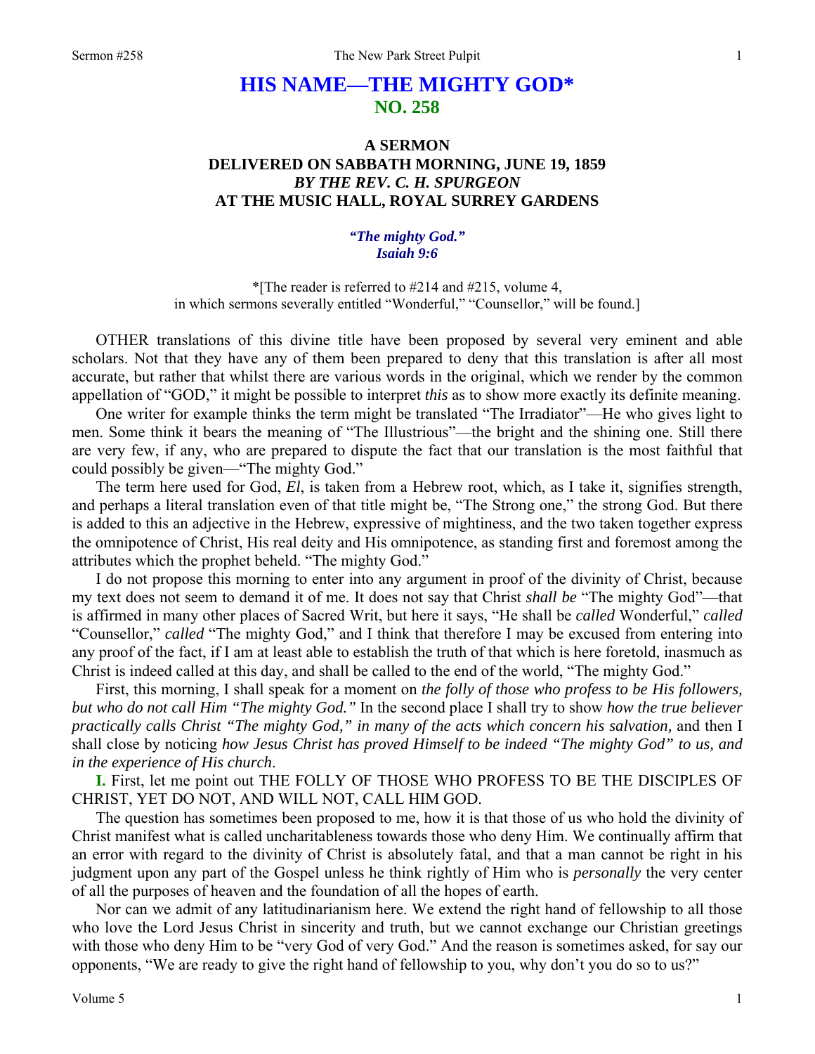# HIS NAME—THE MIGHTY GOD*
## NO. 258

### A SERMON
### DELIVERED ON SABBATH MORNING, JUNE 19, 1859
### *BY THE REV. C. H. SPURGEON*
### AT THE MUSIC HALL, ROYAL SURREY GARDENS

***"The mighty God."***
***Isaiah 9:6***

*[The reader is referred to #214 and #215, volume 4, in which sermons severally entitled "Wonderful," "Counsellor," will be found.]

OTHER translations of this divine title have been proposed by several very eminent and able scholars. Not that they have any of them been prepared to deny that this translation is after all most accurate, but rather that whilst there are various words in the original, which we render by the common appellation of "GOD," it might be possible to interpret *this* as to show more exactly its definite meaning.

One writer for example thinks the term might be translated "The Irradiator"—He who gives light to men. Some think it bears the meaning of "The Illustrious"—the bright and the shining one. Still there are very few, if any, who are prepared to dispute the fact that our translation is the most faithful that could possibly be given—"The mighty God."

The term here used for God, *El*, is taken from a Hebrew root, which, as I take it, signifies strength, and perhaps a literal translation even of that title might be, "The Strong one," the strong God. But there is added to this an adjective in the Hebrew, expressive of mightiness, and the two taken together express the omnipotence of Christ, His real deity and His omnipotence, as standing first and foremost among the attributes which the prophet beheld. "The mighty God."

I do not propose this morning to enter into any argument in proof of the divinity of Christ, because my text does not seem to demand it of me. It does not say that Christ *shall be* "The mighty God"—that is affirmed in many other places of Sacred Writ, but here it says, "He shall be *called* Wonderful," *called* "Counsellor," *called* "The mighty God," and I think that therefore I may be excused from entering into any proof of the fact, if I am at least able to establish the truth of that which is here foretold, inasmuch as Christ is indeed called at this day, and shall be called to the end of the world, "The mighty God."

First, this morning, I shall speak for a moment on *the folly of those who profess to be His followers, but who do not call Him "The mighty God."* In the second place I shall try to show *how the true believer practically calls Christ "The mighty God," in many of the acts which concern his salvation,* and then I shall close by noticing *how Jesus Christ has proved Himself to be indeed "The mighty God" to us, and in the experience of His church*.

**I.** First, let me point out THE FOLLY OF THOSE WHO PROFESS TO BE THE DISCIPLES OF CHRIST, YET DO NOT, AND WILL NOT, CALL HIM GOD.

The question has sometimes been proposed to me, how it is that those of us who hold the divinity of Christ manifest what is called uncharitableness towards those who deny Him. We continually affirm that an error with regard to the divinity of Christ is absolutely fatal, and that a man cannot be right in his judgment upon any part of the Gospel unless he think rightly of Him who is *personally* the very center of all the purposes of heaven and the foundation of all the hopes of earth.

Nor can we admit of any latitudinarianism here. We extend the right hand of fellowship to all those who love the Lord Jesus Christ in sincerity and truth, but we cannot exchange our Christian greetings with those who deny Him to be "very God of very God." And the reason is sometimes asked, for say our opponents, "We are ready to give the right hand of fellowship to you, why don't you do so to us?"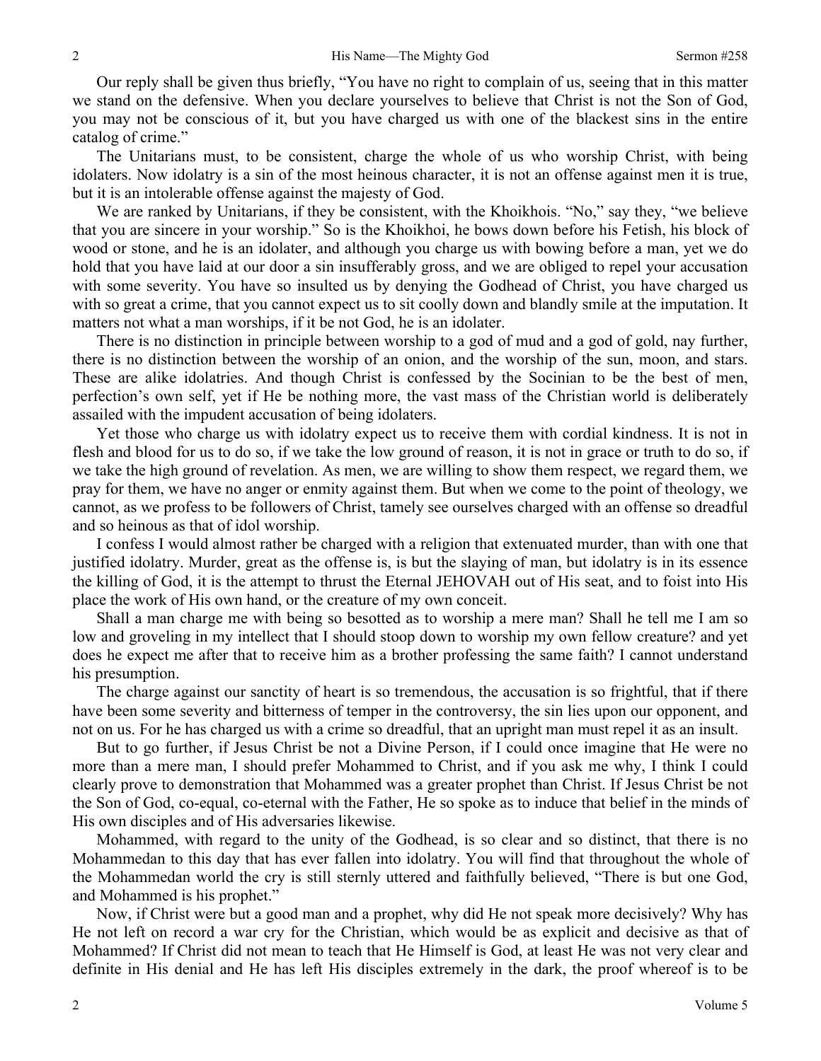Our reply shall be given thus briefly, "You have no right to complain of us, seeing that in this matter we stand on the defensive. When you declare yourselves to believe that Christ is not the Son of God, you may not be conscious of it, but you have charged us with one of the blackest sins in the entire catalog of crime."

The Unitarians must, to be consistent, charge the whole of us who worship Christ, with being idolaters. Now idolatry is a sin of the most heinous character, it is not an offense against men it is true, but it is an intolerable offense against the majesty of God.

We are ranked by Unitarians, if they be consistent, with the Khoikhois. "No," say they, "we believe that you are sincere in your worship." So is the Khoikhoi, he bows down before his Fetish, his block of wood or stone, and he is an idolater, and although you charge us with bowing before a man, yet we do hold that you have laid at our door a sin insufferably gross, and we are obliged to repel your accusation with some severity. You have so insulted us by denying the Godhead of Christ, you have charged us with so great a crime, that you cannot expect us to sit coolly down and blandly smile at the imputation. It matters not what a man worships, if it be not God, he is an idolater.

There is no distinction in principle between worship to a god of mud and a god of gold, nay further, there is no distinction between the worship of an onion, and the worship of the sun, moon, and stars. These are alike idolatries. And though Christ is confessed by the Socinian to be the best of men, perfection's own self, yet if He be nothing more, the vast mass of the Christian world is deliberately assailed with the impudent accusation of being idolaters.

Yet those who charge us with idolatry expect us to receive them with cordial kindness. It is not in flesh and blood for us to do so, if we take the low ground of reason, it is not in grace or truth to do so, if we take the high ground of revelation. As men, we are willing to show them respect, we regard them, we pray for them, we have no anger or enmity against them. But when we come to the point of theology, we cannot, as we profess to be followers of Christ, tamely see ourselves charged with an offense so dreadful and so heinous as that of idol worship.

I confess I would almost rather be charged with a religion that extenuated murder, than with one that justified idolatry. Murder, great as the offense is, is but the slaying of man, but idolatry is in its essence the killing of God, it is the attempt to thrust the Eternal JEHOVAH out of His seat, and to foist into His place the work of His own hand, or the creature of my own conceit.

Shall a man charge me with being so besotted as to worship a mere man? Shall he tell me I am so low and groveling in my intellect that I should stoop down to worship my own fellow creature? and yet does he expect me after that to receive him as a brother professing the same faith? I cannot understand his presumption.

The charge against our sanctity of heart is so tremendous, the accusation is so frightful, that if there have been some severity and bitterness of temper in the controversy, the sin lies upon our opponent, and not on us. For he has charged us with a crime so dreadful, that an upright man must repel it as an insult.

But to go further, if Jesus Christ be not a Divine Person, if I could once imagine that He were no more than a mere man, I should prefer Mohammed to Christ, and if you ask me why, I think I could clearly prove to demonstration that Mohammed was a greater prophet than Christ. If Jesus Christ be not the Son of God, co-equal, co-eternal with the Father, He so spoke as to induce that belief in the minds of His own disciples and of His adversaries likewise.

Mohammed, with regard to the unity of the Godhead, is so clear and so distinct, that there is no Mohammedan to this day that has ever fallen into idolatry. You will find that throughout the whole of the Mohammedan world the cry is still sternly uttered and faithfully believed, "There is but one God, and Mohammed is his prophet."

Now, if Christ were but a good man and a prophet, why did He not speak more decisively? Why has He not left on record a war cry for the Christian, which would be as explicit and decisive as that of Mohammed? If Christ did not mean to teach that He Himself is God, at least He was not very clear and definite in His denial and He has left His disciples extremely in the dark, the proof whereof is to be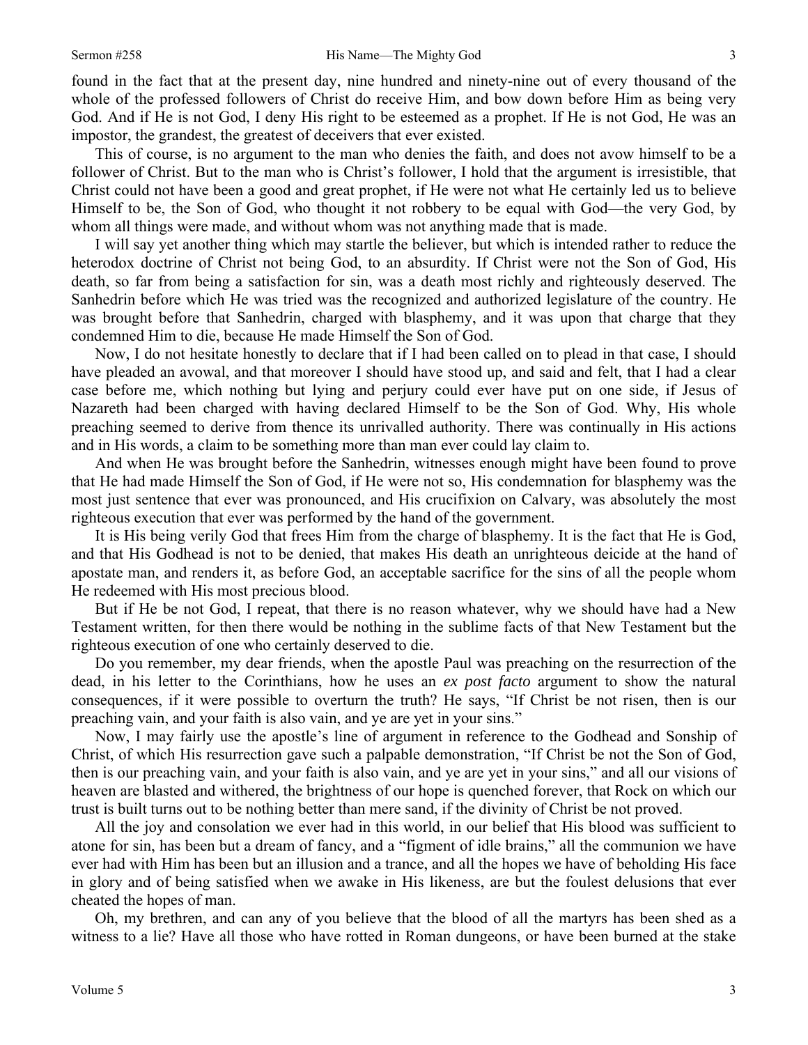found in the fact that at the present day, nine hundred and ninety-nine out of every thousand of the whole of the professed followers of Christ do receive Him, and bow down before Him as being very God. And if He is not God, I deny His right to be esteemed as a prophet. If He is not God, He was an impostor, the grandest, the greatest of deceivers that ever existed.

This of course, is no argument to the man who denies the faith, and does not avow himself to be a follower of Christ. But to the man who is Christ's follower, I hold that the argument is irresistible, that Christ could not have been a good and great prophet, if He were not what He certainly led us to believe Himself to be, the Son of God, who thought it not robbery to be equal with God—the very God, by whom all things were made, and without whom was not anything made that is made.

I will say yet another thing which may startle the believer, but which is intended rather to reduce the heterodox doctrine of Christ not being God, to an absurdity. If Christ were not the Son of God, His death, so far from being a satisfaction for sin, was a death most richly and righteously deserved. The Sanhedrin before which He was tried was the recognized and authorized legislature of the country. He was brought before that Sanhedrin, charged with blasphemy, and it was upon that charge that they condemned Him to die, because He made Himself the Son of God.

Now, I do not hesitate honestly to declare that if I had been called on to plead in that case, I should have pleaded an avowal, and that moreover I should have stood up, and said and felt, that I had a clear case before me, which nothing but lying and perjury could ever have put on one side, if Jesus of Nazareth had been charged with having declared Himself to be the Son of God. Why, His whole preaching seemed to derive from thence its unrivalled authority. There was continually in His actions and in His words, a claim to be something more than man ever could lay claim to.

And when He was brought before the Sanhedrin, witnesses enough might have been found to prove that He had made Himself the Son of God, if He were not so, His condemnation for blasphemy was the most just sentence that ever was pronounced, and His crucifixion on Calvary, was absolutely the most righteous execution that ever was performed by the hand of the government.

It is His being verily God that frees Him from the charge of blasphemy. It is the fact that He is God, and that His Godhead is not to be denied, that makes His death an unrighteous deicide at the hand of apostate man, and renders it, as before God, an acceptable sacrifice for the sins of all the people whom He redeemed with His most precious blood.

But if He be not God, I repeat, that there is no reason whatever, why we should have had a New Testament written, for then there would be nothing in the sublime facts of that New Testament but the righteous execution of one who certainly deserved to die.

Do you remember, my dear friends, when the apostle Paul was preaching on the resurrection of the dead, in his letter to the Corinthians, how he uses an *ex post facto* argument to show the natural consequences, if it were possible to overturn the truth? He says, "If Christ be not risen, then is our preaching vain, and your faith is also vain, and ye are yet in your sins."

Now, I may fairly use the apostle's line of argument in reference to the Godhead and Sonship of Christ, of which His resurrection gave such a palpable demonstration, "If Christ be not the Son of God, then is our preaching vain, and your faith is also vain, and ye are yet in your sins," and all our visions of heaven are blasted and withered, the brightness of our hope is quenched forever, that Rock on which our trust is built turns out to be nothing better than mere sand, if the divinity of Christ be not proved.

All the joy and consolation we ever had in this world, in our belief that His blood was sufficient to atone for sin, has been but a dream of fancy, and a "figment of idle brains," all the communion we have ever had with Him has been but an illusion and a trance, and all the hopes we have of beholding His face in glory and of being satisfied when we awake in His likeness, are but the foulest delusions that ever cheated the hopes of man.

Oh, my brethren, and can any of you believe that the blood of all the martyrs has been shed as a witness to a lie? Have all those who have rotted in Roman dungeons, or have been burned at the stake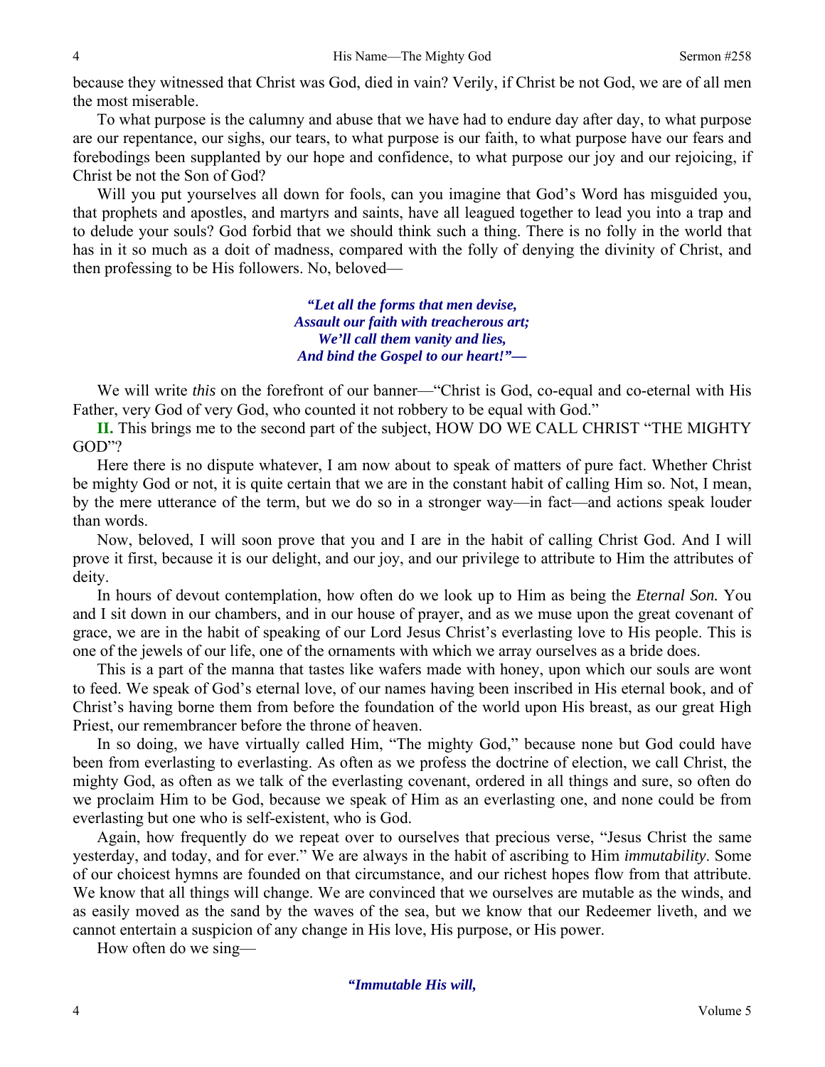because they witnessed that Christ was God, died in vain? Verily, if Christ be not God, we are of all men the most miserable.

To what purpose is the calumny and abuse that we have had to endure day after day, to what purpose are our repentance, our sighs, our tears, to what purpose is our faith, to what purpose have our fears and forebodings been supplanted by our hope and confidence, to what purpose our joy and our rejoicing, if Christ be not the Son of God?

Will you put yourselves all down for fools, can you imagine that God's Word has misguided you, that prophets and apostles, and martyrs and saints, have all leagued together to lead you into a trap and to delude your souls? God forbid that we should think such a thing. There is no folly in the world that has in it so much as a doit of madness, compared with the folly of denying the divinity of Christ, and then professing to be His followers. No, beloved—

> ***"Let all the forms that men devise,***
> ***Assault our faith with treacherous art;***
> ***We'll call them vanity and lies,***
> ***And bind the Gospel to our heart!"—***

We will write *this* on the forefront of our banner—"Christ is God, co-equal and co-eternal with His Father, very God of very God, who counted it not robbery to be equal with God."

**II.** This brings me to the second part of the subject, HOW DO WE CALL CHRIST "THE MIGHTY GOD"?

Here there is no dispute whatever, I am now about to speak of matters of pure fact. Whether Christ be mighty God or not, it is quite certain that we are in the constant habit of calling Him so. Not, I mean, by the mere utterance of the term, but we do so in a stronger way—in fact—and actions speak louder than words.

Now, beloved, I will soon prove that you and I are in the habit of calling Christ God. And I will prove it first, because it is our delight, and our joy, and our privilege to attribute to Him the attributes of deity.

In hours of devout contemplation, how often do we look up to Him as being the *Eternal Son.* You and I sit down in our chambers, and in our house of prayer, and as we muse upon the great covenant of grace, we are in the habit of speaking of our Lord Jesus Christ's everlasting love to His people. This is one of the jewels of our life, one of the ornaments with which we array ourselves as a bride does.

This is a part of the manna that tastes like wafers made with honey, upon which our souls are wont to feed. We speak of God's eternal love, of our names having been inscribed in His eternal book, and of Christ's having borne them from before the foundation of the world upon His breast, as our great High Priest, our remembrancer before the throne of heaven.

In so doing, we have virtually called Him, "The mighty God," because none but God could have been from everlasting to everlasting. As often as we profess the doctrine of election, we call Christ, the mighty God, as often as we talk of the everlasting covenant, ordered in all things and sure, so often do we proclaim Him to be God, because we speak of Him as an everlasting one, and none could be from everlasting but one who is self-existent, who is God.

Again, how frequently do we repeat over to ourselves that precious verse, "Jesus Christ the same yesterday, and today, and for ever." We are always in the habit of ascribing to Him *immutability*. Some of our choicest hymns are founded on that circumstance, and our richest hopes flow from that attribute. We know that all things will change. We are convinced that we ourselves are mutable as the winds, and as easily moved as the sand by the waves of the sea, but we know that our Redeemer liveth, and we cannot entertain a suspicion of any change in His love, His purpose, or His power.

How often do we sing—

> ***"Immutable His will,***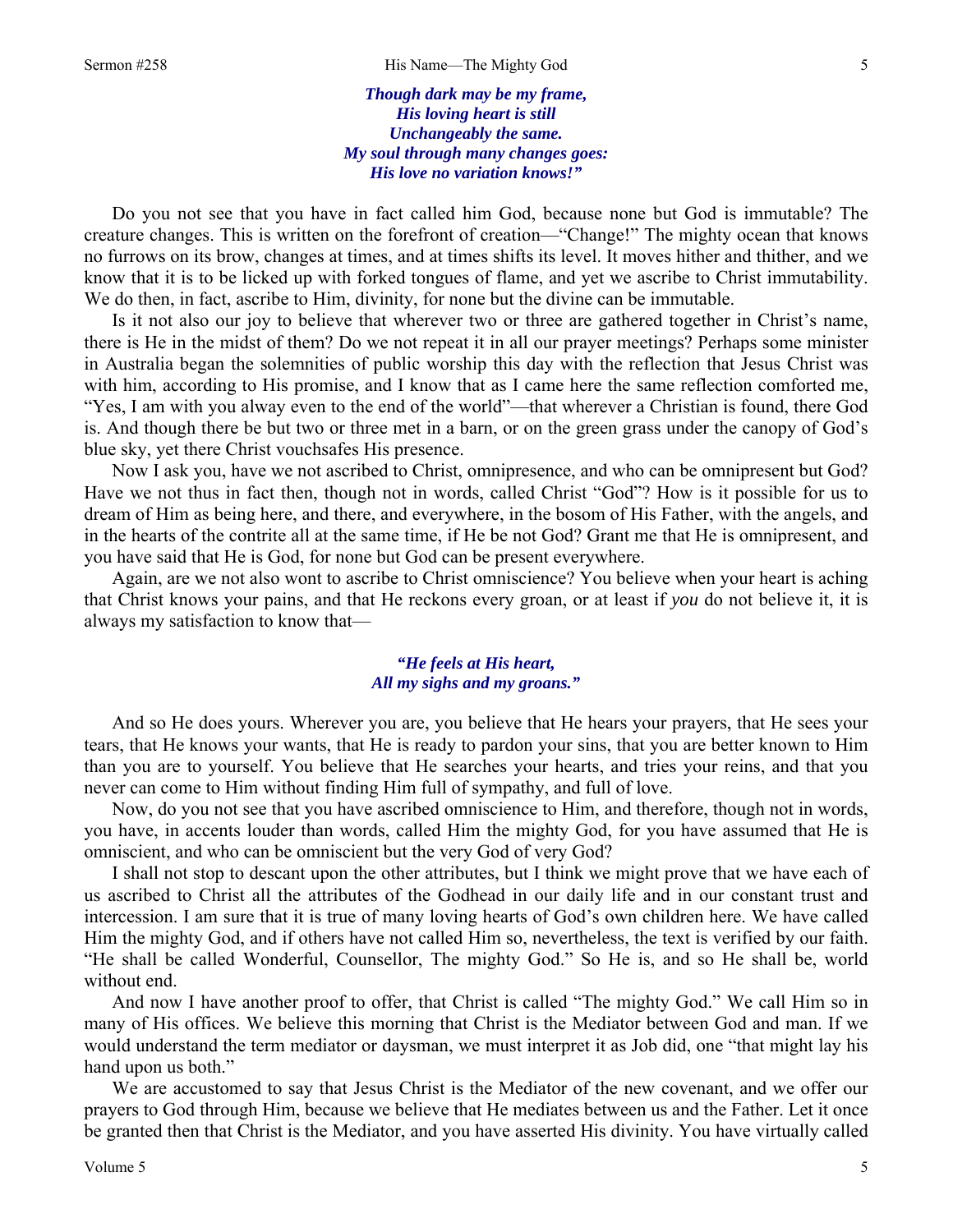*Though dark may be my frame,*
*His loving heart is still*
*Unchangeably the same.*
*My soul through many changes goes:*
*His love no variation knows!"*

Do you not see that you have in fact called him God, because none but God is immutable? The creature changes. This is written on the forefront of creation—"Change!" The mighty ocean that knows no furrows on its brow, changes at times, and at times shifts its level. It moves hither and thither, and we know that it is to be licked up with forked tongues of flame, and yet we ascribe to Christ immutability. We do then, in fact, ascribe to Him, divinity, for none but the divine can be immutable.

Is it not also our joy to believe that wherever two or three are gathered together in Christ's name, there is He in the midst of them? Do we not repeat it in all our prayer meetings? Perhaps some minister in Australia began the solemnities of public worship this day with the reflection that Jesus Christ was with him, according to His promise, and I know that as I came here the same reflection comforted me, "Yes, I am with you alway even to the end of the world"—that wherever a Christian is found, there God is. And though there be but two or three met in a barn, or on the green grass under the canopy of God's blue sky, yet there Christ vouchsafes His presence.

Now I ask you, have we not ascribed to Christ, omnipresence, and who can be omnipresent but God? Have we not thus in fact then, though not in words, called Christ "God"? How is it possible for us to dream of Him as being here, and there, and everywhere, in the bosom of His Father, with the angels, and in the hearts of the contrite all at the same time, if He be not God? Grant me that He is omnipresent, and you have said that He is God, for none but God can be present everywhere.

Again, are we not also wont to ascribe to Christ omniscience? You believe when your heart is aching that Christ knows your pains, and that He reckons every groan, or at least if *you* do not believe it, it is always my satisfaction to know that—

*"He feels at His heart,*
*All my sighs and my groans."*

And so He does yours. Wherever you are, you believe that He hears your prayers, that He sees your tears, that He knows your wants, that He is ready to pardon your sins, that you are better known to Him than you are to yourself. You believe that He searches your hearts, and tries your reins, and that you never can come to Him without finding Him full of sympathy, and full of love.

Now, do you not see that you have ascribed omniscience to Him, and therefore, though not in words, you have, in accents louder than words, called Him the mighty God, for you have assumed that He is omniscient, and who can be omniscient but the very God of very God?

I shall not stop to descant upon the other attributes, but I think we might prove that we have each of us ascribed to Christ all the attributes of the Godhead in our daily life and in our constant trust and intercession. I am sure that it is true of many loving hearts of God's own children here. We have called Him the mighty God, and if others have not called Him so, nevertheless, the text is verified by our faith. "He shall be called Wonderful, Counsellor, The mighty God." So He is, and so He shall be, world without end.

And now I have another proof to offer, that Christ is called "The mighty God." We call Him so in many of His offices. We believe this morning that Christ is the Mediator between God and man. If we would understand the term mediator or daysman, we must interpret it as Job did, one "that might lay his hand upon us both."

We are accustomed to say that Jesus Christ is the Mediator of the new covenant, and we offer our prayers to God through Him, because we believe that He mediates between us and the Father. Let it once be granted then that Christ is the Mediator, and you have asserted His divinity. You have virtually called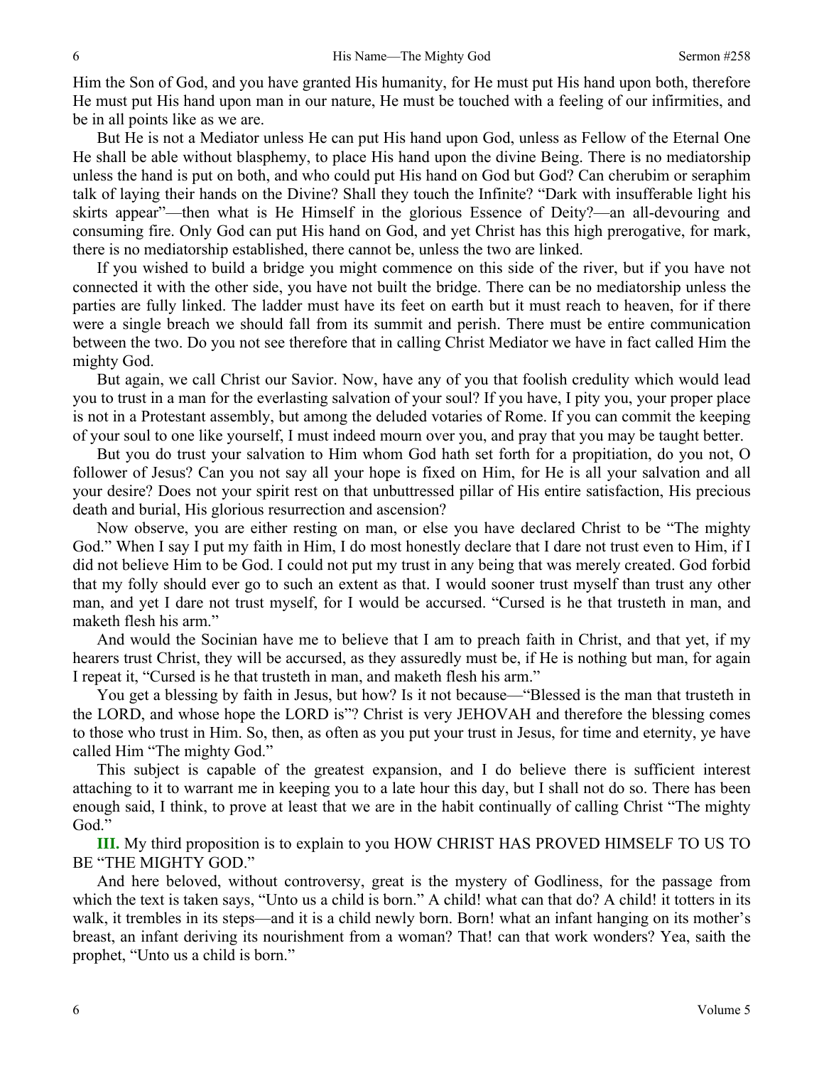Him the Son of God, and you have granted His humanity, for He must put His hand upon both, therefore He must put His hand upon man in our nature, He must be touched with a feeling of our infirmities, and be in all points like as we are.

But He is not a Mediator unless He can put His hand upon God, unless as Fellow of the Eternal One He shall be able without blasphemy, to place His hand upon the divine Being. There is no mediatorship unless the hand is put on both, and who could put His hand on God but God? Can cherubim or seraphim talk of laying their hands on the Divine? Shall they touch the Infinite? "Dark with insufferable light his skirts appear"—then what is He Himself in the glorious Essence of Deity?—an all-devouring and consuming fire. Only God can put His hand on God, and yet Christ has this high prerogative, for mark, there is no mediatorship established, there cannot be, unless the two are linked.

If you wished to build a bridge you might commence on this side of the river, but if you have not connected it with the other side, you have not built the bridge. There can be no mediatorship unless the parties are fully linked. The ladder must have its feet on earth but it must reach to heaven, for if there were a single breach we should fall from its summit and perish. There must be entire communication between the two. Do you not see therefore that in calling Christ Mediator we have in fact called Him the mighty God.

But again, we call Christ our Savior. Now, have any of you that foolish credulity which would lead you to trust in a man for the everlasting salvation of your soul? If you have, I pity you, your proper place is not in a Protestant assembly, but among the deluded votaries of Rome. If you can commit the keeping of your soul to one like yourself, I must indeed mourn over you, and pray that you may be taught better.

But you do trust your salvation to Him whom God hath set forth for a propitiation, do you not, O follower of Jesus? Can you not say all your hope is fixed on Him, for He is all your salvation and all your desire? Does not your spirit rest on that unbuttressed pillar of His entire satisfaction, His precious death and burial, His glorious resurrection and ascension?

Now observe, you are either resting on man, or else you have declared Christ to be "The mighty God." When I say I put my faith in Him, I do most honestly declare that I dare not trust even to Him, if I did not believe Him to be God. I could not put my trust in any being that was merely created. God forbid that my folly should ever go to such an extent as that. I would sooner trust myself than trust any other man, and yet I dare not trust myself, for I would be accursed. "Cursed is he that trusteth in man, and maketh flesh his arm."

And would the Socinian have me to believe that I am to preach faith in Christ, and that yet, if my hearers trust Christ, they will be accursed, as they assuredly must be, if He is nothing but man, for again I repeat it, "Cursed is he that trusteth in man, and maketh flesh his arm."

You get a blessing by faith in Jesus, but how? Is it not because—"Blessed is the man that trusteth in the LORD, and whose hope the LORD is"? Christ is very JEHOVAH and therefore the blessing comes to those who trust in Him. So, then, as often as you put your trust in Jesus, for time and eternity, ye have called Him "The mighty God."

This subject is capable of the greatest expansion, and I do believe there is sufficient interest attaching to it to warrant me in keeping you to a late hour this day, but I shall not do so. There has been enough said, I think, to prove at least that we are in the habit continually of calling Christ "The mighty God."

**III.** My third proposition is to explain to you HOW CHRIST HAS PROVED HIMSELF TO US TO BE "THE MIGHTY GOD."

And here beloved, without controversy, great is the mystery of Godliness, for the passage from which the text is taken says, "Unto us a child is born." A child! what can that do? A child! it totters in its walk, it trembles in its steps—and it is a child newly born. Born! what an infant hanging on its mother's breast, an infant deriving its nourishment from a woman? That! can that work wonders? Yea, saith the prophet, "Unto us a child is born."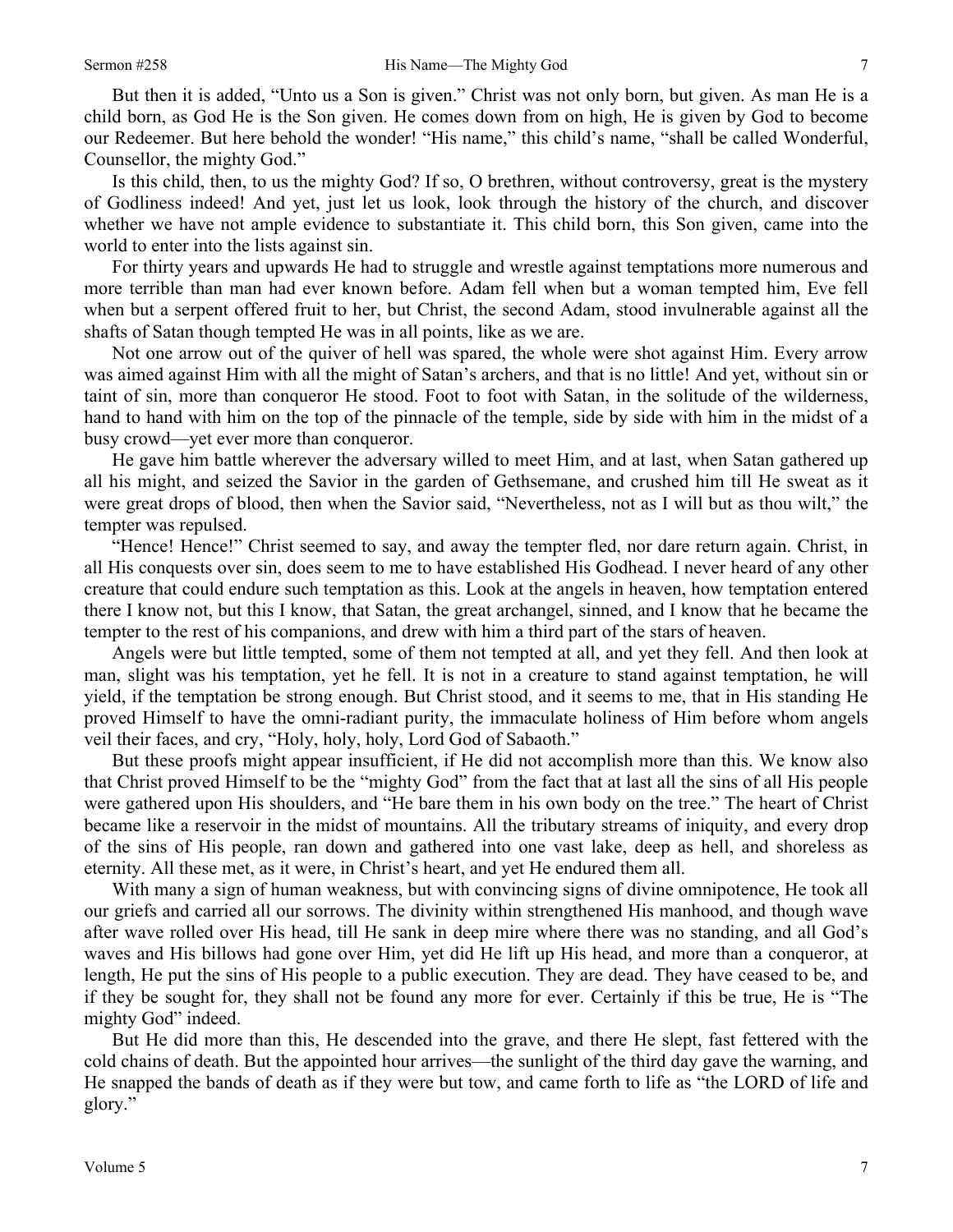But then it is added, "Unto us a Son is given." Christ was not only born, but given. As man He is a child born, as God He is the Son given. He comes down from on high, He is given by God to become our Redeemer. But here behold the wonder! "His name," this child's name, "shall be called Wonderful, Counsellor, the mighty God."

Is this child, then, to us the mighty God? If so, O brethren, without controversy, great is the mystery of Godliness indeed! And yet, just let us look, look through the history of the church, and discover whether we have not ample evidence to substantiate it. This child born, this Son given, came into the world to enter into the lists against sin.

For thirty years and upwards He had to struggle and wrestle against temptations more numerous and more terrible than man had ever known before. Adam fell when but a woman tempted him, Eve fell when but a serpent offered fruit to her, but Christ, the second Adam, stood invulnerable against all the shafts of Satan though tempted He was in all points, like as we are.

Not one arrow out of the quiver of hell was spared, the whole were shot against Him. Every arrow was aimed against Him with all the might of Satan's archers, and that is no little! And yet, without sin or taint of sin, more than conqueror He stood. Foot to foot with Satan, in the solitude of the wilderness, hand to hand with him on the top of the pinnacle of the temple, side by side with him in the midst of a busy crowd—yet ever more than conqueror.

He gave him battle wherever the adversary willed to meet Him, and at last, when Satan gathered up all his might, and seized the Savior in the garden of Gethsemane, and crushed him till He sweat as it were great drops of blood, then when the Savior said, "Nevertheless, not as I will but as thou wilt," the tempter was repulsed.

"Hence! Hence!" Christ seemed to say, and away the tempter fled, nor dare return again. Christ, in all His conquests over sin, does seem to me to have established His Godhead. I never heard of any other creature that could endure such temptation as this. Look at the angels in heaven, how temptation entered there I know not, but this I know, that Satan, the great archangel, sinned, and I know that he became the tempter to the rest of his companions, and drew with him a third part of the stars of heaven.

Angels were but little tempted, some of them not tempted at all, and yet they fell. And then look at man, slight was his temptation, yet he fell. It is not in a creature to stand against temptation, he will yield, if the temptation be strong enough. But Christ stood, and it seems to me, that in His standing He proved Himself to have the omni-radiant purity, the immaculate holiness of Him before whom angels veil their faces, and cry, "Holy, holy, holy, Lord God of Sabaoth."

But these proofs might appear insufficient, if He did not accomplish more than this. We know also that Christ proved Himself to be the "mighty God" from the fact that at last all the sins of all His people were gathered upon His shoulders, and "He bare them in his own body on the tree." The heart of Christ became like a reservoir in the midst of mountains. All the tributary streams of iniquity, and every drop of the sins of His people, ran down and gathered into one vast lake, deep as hell, and shoreless as eternity. All these met, as it were, in Christ's heart, and yet He endured them all.

With many a sign of human weakness, but with convincing signs of divine omnipotence, He took all our griefs and carried all our sorrows. The divinity within strengthened His manhood, and though wave after wave rolled over His head, till He sank in deep mire where there was no standing, and all God's waves and His billows had gone over Him, yet did He lift up His head, and more than a conqueror, at length, He put the sins of His people to a public execution. They are dead. They have ceased to be, and if they be sought for, they shall not be found any more for ever. Certainly if this be true, He is "The mighty God" indeed.

But He did more than this, He descended into the grave, and there He slept, fast fettered with the cold chains of death. But the appointed hour arrives—the sunlight of the third day gave the warning, and He snapped the bands of death as if they were but tow, and came forth to life as "the LORD of life and glory."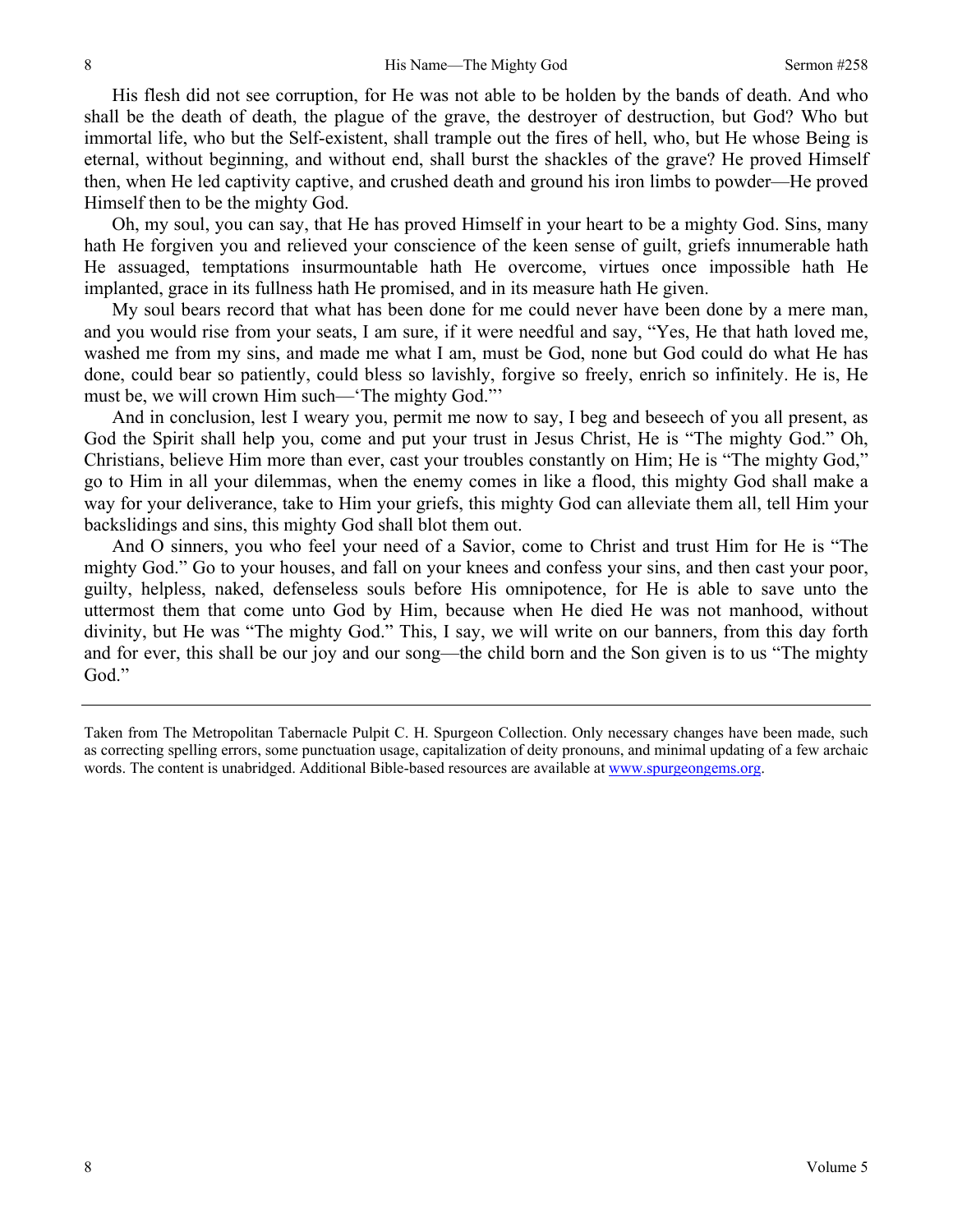His flesh did not see corruption, for He was not able to be holden by the bands of death. And who shall be the death of death, the plague of the grave, the destroyer of destruction, but God? Who but immortal life, who but the Self-existent, shall trample out the fires of hell, who, but He whose Being is eternal, without beginning, and without end, shall burst the shackles of the grave? He proved Himself then, when He led captivity captive, and crushed death and ground his iron limbs to powder—He proved Himself then to be the mighty God.

Oh, my soul, you can say, that He has proved Himself in your heart to be a mighty God. Sins, many hath He forgiven you and relieved your conscience of the keen sense of guilt, griefs innumerable hath He assuaged, temptations insurmountable hath He overcome, virtues once impossible hath He implanted, grace in its fullness hath He promised, and in its measure hath He given.

My soul bears record that what has been done for me could never have been done by a mere man, and you would rise from your seats, I am sure, if it were needful and say, "Yes, He that hath loved me, washed me from my sins, and made me what I am, must be God, none but God could do what He has done, could bear so patiently, could bless so lavishly, forgive so freely, enrich so infinitely. He is, He must be, we will crown Him such—'The mighty God.'"

And in conclusion, lest I weary you, permit me now to say, I beg and beseech of you all present, as God the Spirit shall help you, come and put your trust in Jesus Christ, He is "The mighty God." Oh, Christians, believe Him more than ever, cast your troubles constantly on Him; He is "The mighty God," go to Him in all your dilemmas, when the enemy comes in like a flood, this mighty God shall make a way for your deliverance, take to Him your griefs, this mighty God can alleviate them all, tell Him your backslidings and sins, this mighty God shall blot them out.

And O sinners, you who feel your need of a Savior, come to Christ and trust Him for He is "The mighty God." Go to your houses, and fall on your knees and confess your sins, and then cast your poor, guilty, helpless, naked, defenseless souls before His omnipotence, for He is able to save unto the uttermost them that come unto God by Him, because when He died He was not manhood, without divinity, but He was "The mighty God." This, I say, we will write on our banners, from this day forth and for ever, this shall be our joy and our song—the child born and the Son given is to us "The mighty God."

---

Taken from The Metropolitan Tabernacle Pulpit C. H. Spurgeon Collection. Only necessary changes have been made, such as correcting spelling errors, some punctuation usage, capitalization of deity pronouns, and minimal updating of a few archaic words. The content is unabridged. Additional Bible-based resources are available at www.spurgeongems.org.